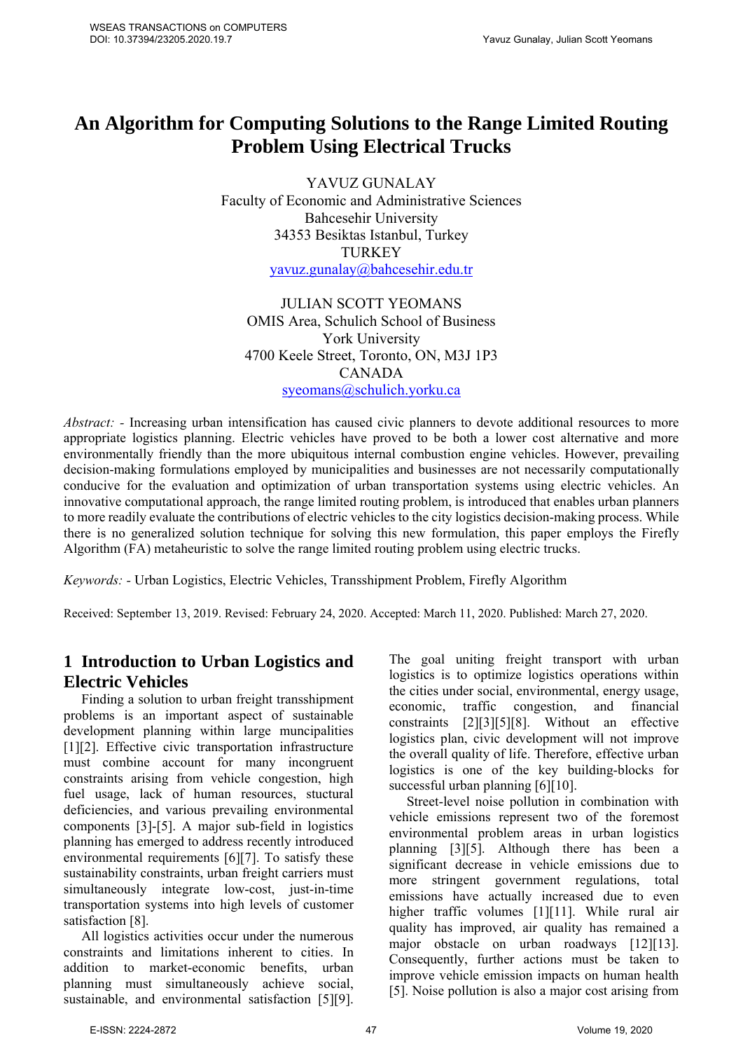# An Algorithm for Computing Solutions to the Range Limited Routing Problem Using Electrical Trucks

YAVUZ GUNALAY
Faculty of Economic and Administrative Sciences
Bahcesehir University
34353 Besiktas Istanbul, Turkey
TURKEY
yavuz.gunalay@bahcesehir.edu.tr

JULIAN SCOTT YEOMANS
OMIS Area, Schulich School of Business
York University
4700 Keele Street, Toronto, ON, M3J 1P3
CANADA
syeomans@schulich.yorku.ca

*Abstract:* - Increasing urban intensification has caused civic planners to devote additional resources to more appropriate logistics planning. Electric vehicles have proved to be both a lower cost alternative and more environmentally friendly than the more ubiquitous internal combustion engine vehicles. However, prevailing decision-making formulations employed by municipalities and businesses are not necessarily computationally conducive for the evaluation and optimization of urban transportation systems using electric vehicles. An innovative computational approach, the range limited routing problem, is introduced that enables urban planners to more readily evaluate the contributions of electric vehicles to the city logistics decision-making process. While there is no generalized solution technique for solving this new formulation, this paper employs the Firefly Algorithm (FA) metaheuristic to solve the range limited routing problem using electric trucks.

*Keywords:* - Urban Logistics, Electric Vehicles, Transshipment Problem, Firefly Algorithm

Received: September 13, 2019. Revised: February 24, 2020. Accepted: March 11, 2020. Published: March 27, 2020.

## 1 Introduction to Urban Logistics and Electric Vehicles

Finding a solution to urban freight transshipment problems is an important aspect of sustainable development planning within large muncipalities [1][2]. Effective civic transportation infrastructure must combine account for many incongruent constraints arising from vehicle congestion, high fuel usage, lack of human resources, stuctural deficiencies, and various prevailing environmental components [3]-[5]. A major sub-field in logistics planning has emerged to address recently introduced environmental requirements [6][7]. To satisfy these sustainability constraints, urban freight carriers must simultaneously integrate low-cost, just-in-time transportation systems into high levels of customer satisfaction [8].

All logistics activities occur under the numerous constraints and limitations inherent to cities. In addition to market-economic benefits, urban planning must simultaneously achieve social, sustainable, and environmental satisfaction [5][9]. The goal uniting freight transport with urban logistics is to optimize logistics operations within the cities under social, environmental, energy usage, economic, traffic congestion, and financial constraints [2][3][5][8]. Without an effective logistics plan, civic development will not improve the overall quality of life. Therefore, effective urban logistics is one of the key building-blocks for successful urban planning [6][10].

Street-level noise pollution in combination with vehicle emissions represent two of the foremost environmental problem areas in urban logistics planning [3][5]. Although there has been a significant decrease in vehicle emissions due to more stringent government regulations, total emissions have actually increased due to even higher traffic volumes [1][11]. While rural air quality has improved, air quality has remained a major obstacle on urban roadways [12][13]. Consequently, further actions must be taken to improve vehicle emission impacts on human health [5]. Noise pollution is also a major cost arising from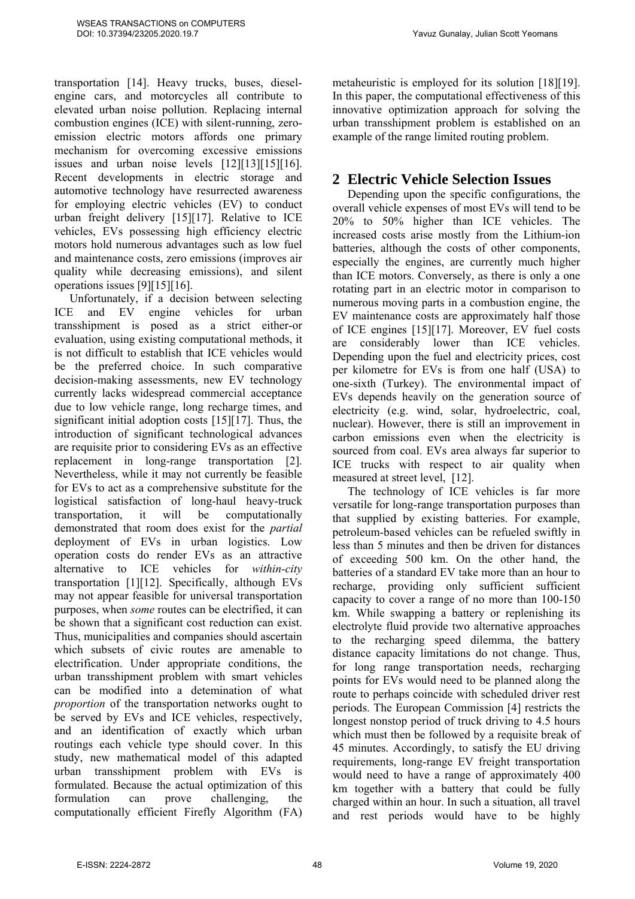transportation [14]. Heavy trucks, buses, diesel-engine cars, and motorcycles all contribute to elevated urban noise pollution. Replacing internal combustion engines (ICE) with silent-running, zero-emission electric motors affords one primary mechanism for overcoming excessive emissions issues and urban noise levels [12][13][15][16]. Recent developments in electric storage and automotive technology have resurrected awareness for employing electric vehicles (EV) to conduct urban freight delivery [15][17]. Relative to ICE vehicles, EVs possessing high efficiency electric motors hold numerous advantages such as low fuel and maintenance costs, zero emissions (improves air quality while decreasing emissions), and silent operations issues [9][15][16].

Unfortunately, if a decision between selecting ICE and EV engine vehicles for urban transshipment is posed as a strict either-or evaluation, using existing computational methods, it is not difficult to establish that ICE vehicles would be the preferred choice. In such comparative decision-making assessments, new EV technology currently lacks widespread commercial acceptance due to low vehicle range, long recharge times, and significant initial adoption costs [15][17]. Thus, the introduction of significant technological advances are requisite prior to considering EVs as an effective replacement in long-range transportation [2]. Nevertheless, while it may not currently be feasible for EVs to act as a comprehensive substitute for the logistical satisfaction of long-haul heavy-truck transportation, it will be computationally demonstrated that room does exist for the *partial* deployment of EVs in urban logistics. Low operation costs do render EVs as an attractive alternative to ICE vehicles for *within-city* transportation [1][12]. Specifically, although EVs may not appear feasible for universal transportation purposes, when *some* routes can be electrified, it can be shown that a significant cost reduction can exist. Thus, municipalities and companies should ascertain which subsets of civic routes are amenable to electrification. Under appropriate conditions, the urban transshipment problem with smart vehicles can be modified into a detemination of what *proportion* of the transportation networks ought to be served by EVs and ICE vehicles, respectively, and an identification of exactly which urban routings each vehicle type should cover. In this study, new mathematical model of this adapted urban transshipment problem with EVs is formulated. Because the actual optimization of this formulation can prove challenging, the computationally efficient Firefly Algorithm (FA) metaheuristic is employed for its solution [18][19]. In this paper, the computational effectiveness of this innovative optimization approach for solving the urban transshipment problem is established on an example of the range limited routing problem.

## 2 Electric Vehicle Selection Issues

Depending upon the specific configurations, the overall vehicle expenses of most EVs will tend to be 20% to 50% higher than ICE vehicles. The increased costs arise mostly from the Lithium-ion batteries, although the costs of other components, especially the engines, are currently much higher than ICE motors. Conversely, as there is only a one rotating part in an electric motor in comparison to numerous moving parts in a combustion engine, the EV maintenance costs are approximately half those of ICE engines [15][17]. Moreover, EV fuel costs are considerably lower than ICE vehicles. Depending upon the fuel and electricity prices, cost per kilometre for EVs is from one half (USA) to one-sixth (Turkey). The environmental impact of EVs depends heavily on the generation source of electricity (e.g. wind, solar, hydroelectric, coal, nuclear). However, there is still an improvement in carbon emissions even when the electricity is sourced from coal. EVs area always far superior to ICE trucks with respect to air quality when measured at street level, [12].

The technology of ICE vehicles is far more versatile for long-range transportation purposes than that supplied by existing batteries. For example, petroleum-based vehicles can be refueled swiftly in less than 5 minutes and then be driven for distances of exceeding 500 km. On the other hand, the batteries of a standard EV take more than an hour to recharge, providing only sufficient sufficient capacity to cover a range of no more than 100-150 km. While swapping a battery or replenishing its electrolyte fluid provide two alternative approaches to the recharging speed dilemma, the battery distance capacity limitations do not change. Thus, for long range transportation needs, recharging points for EVs would need to be planned along the route to perhaps coincide with scheduled driver rest periods. The European Commission [4] restricts the longest nonstop period of truck driving to 4.5 hours which must then be followed by a requisite break of 45 minutes. Accordingly, to satisfy the EU driving requirements, long-range EV freight transportation would need to have a range of approximately 400 km together with a battery that could be fully charged within an hour. In such a situation, all travel and rest periods would have to be highly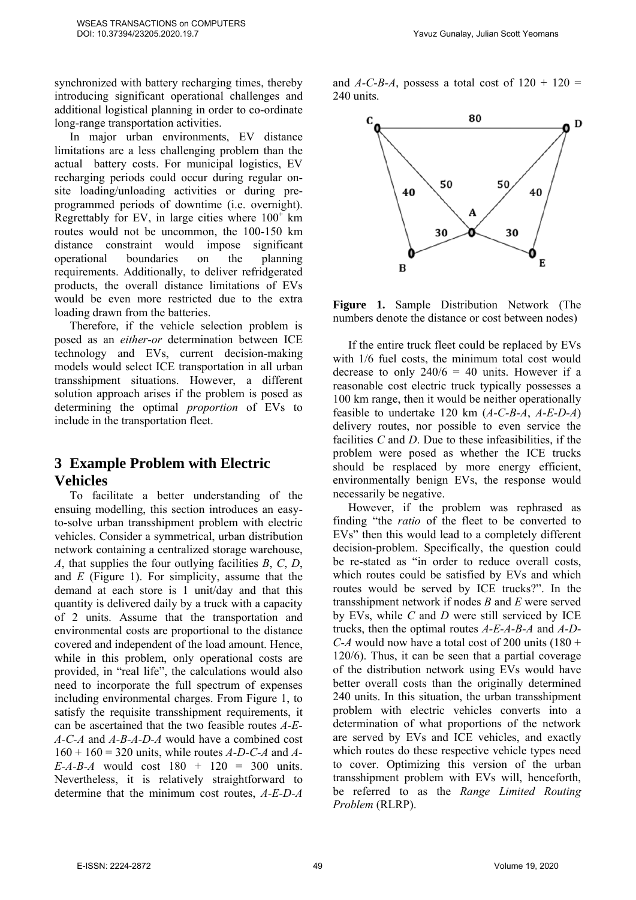synchronized with battery recharging times, thereby introducing significant operational challenges and additional logistical planning in order to co-ordinate long-range transportation activities.

In major urban environments, EV distance limitations are a less challenging problem than the actual battery costs. For municipal logistics, EV recharging periods could occur during regular on-site loading/unloading activities or during pre-programmed periods of downtime (i.e. overnight). Regrettably for EV, in large cities where $100^{+}$ km routes would not be uncommon, the 100-150 km distance constraint would impose significant operational boundaries on the planning requirements. Additionally, to deliver refridgerated products, the overall distance limitations of EVs would be even more restricted due to the extra loading drawn from the batteries.

Therefore, if the vehicle selection problem is posed as an *either-or* determination between ICE technology and EVs, current decision-making models would select ICE transportation in all urban transshipment situations. However, a different solution approach arises if the problem is posed as determining the optimal *proportion* of EVs to include in the transportation fleet.

## 3 Example Problem with Electric Vehicles

To facilitate a better understanding of the ensuing modelling, this section introduces an easy-to-solve urban transshipment problem with electric vehicles. Consider a symmetrical, urban distribution network containing a centralized storage warehouse, *A*, that supplies the four outlying facilities *B*, *C*, *D*, and *E* (Figure 1). For simplicity, assume that the demand at each store is 1 unit/day and that this quantity is delivered daily by a truck with a capacity of 2 units. Assume that the transportation and environmental costs are proportional to the distance covered and independent of the load amount. Hence, while in this problem, only operational costs are provided, in "real life", the calculations would also need to incorporate the full spectrum of expenses including environmental charges. From Figure 1, to satisfy the requisite transshipment requirements, it can be ascertained that the two feasible routes *A-E-A-C-A* and *A-B-A-D-A* would have a combined cost 160 + 160 = 320 units, while routes *A-D-C-A* and *A-E-A-B-A* would cost 180 + 120 = 300 units. Nevertheless, it is relatively straightforward to determine that the minimum cost routes, *A-E-D-A* and *A-C-B-A*, possess a total cost of 120 + 120 = 240 units.

**Figure 1.** Sample Distribution Network (The numbers denote the distance or cost between nodes)

If the entire truck fleet could be replaced by EVs with 1/6 fuel costs, the minimum total cost would decrease to only 240/6 = 40 units. However if a reasonable cost electric truck typically possesses a 100 km range, then it would be neither operationally feasible to undertake 120 km (*A-C-B-A*, *A-E-D-A*) delivery routes, nor possible to even service the facilities *C* and *D*. Due to these infeasibilities, if the problem were posed as whether the ICE trucks should be resplaced by more energy efficient, environmentally benign EVs, the response would necessarily be negative.

However, if the problem was rephrased as finding "the *ratio* of the fleet to be converted to EVs" then this would lead to a completely different decision-problem. Specifically, the question could be re-stated as "in order to reduce overall costs, which routes could be satisfied by EVs and which routes would be served by ICE trucks?". In the transshipment network if nodes *B* and *E* were served by EVs, while *C* and *D* were still serviced by ICE trucks, then the optimal routes *A-E-A-B-A* and *A-D-C-A* would now have a total cost of 200 units (180 + 120/6). Thus, it can be seen that a partial coverage of the distribution network using EVs would have better overall costs than the originally determined 240 units. In this situation, the urban transshipment problem with electric vehicles converts into a determination of what proportions of the network are served by EVs and ICE vehicles, and exactly which routes do these respective vehicle types need to cover. Optimizing this version of the urban transshipment problem with EVs will, henceforth, be referred to as the *Range Limited Routing Problem* (RLRP).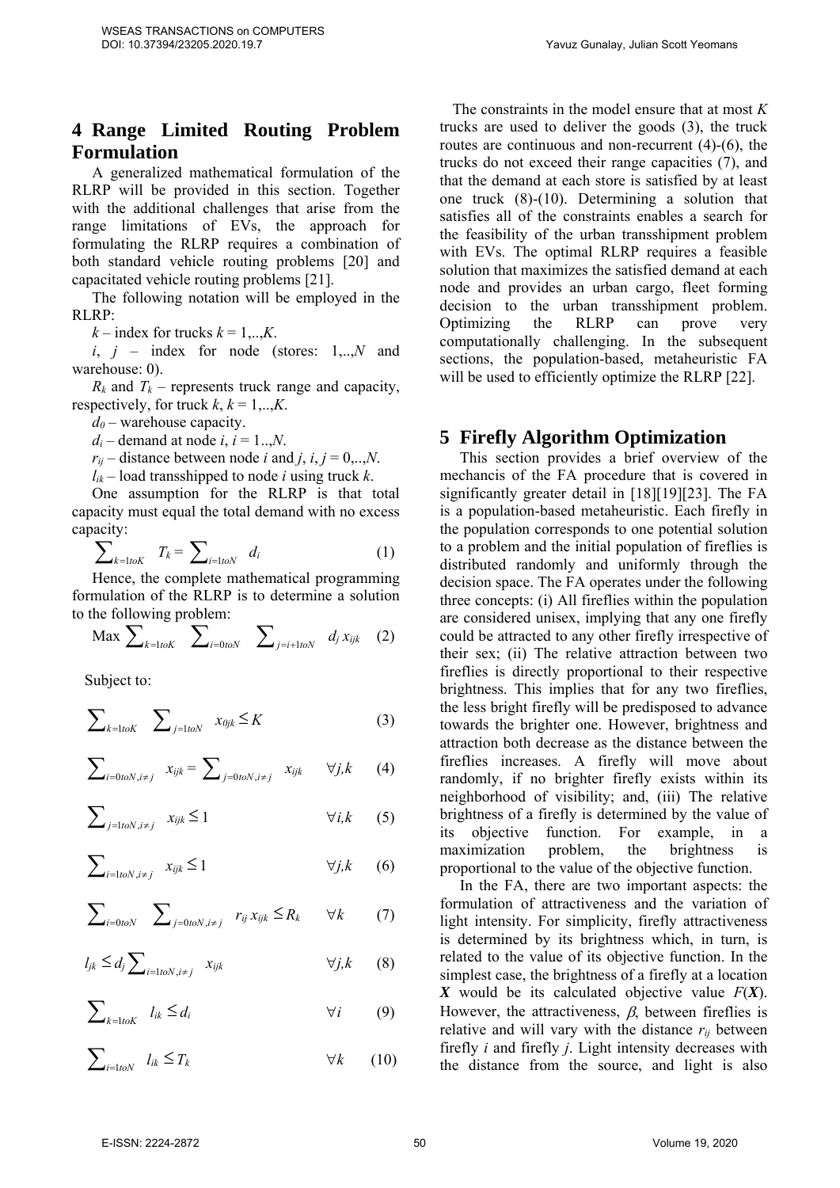## 4 Range Limited Routing Problem Formulation

A generalized mathematical formulation of the RLRP will be provided in this section. Together with the additional challenges that arise from the range limitations of EVs, the approach for formulating the RLRP requires a combination of both standard vehicle routing problems [20] and capacitated vehicle routing problems [21].

The following notation will be employed in the RLRP:

$k$ – index for trucks $k = 1,..,K$.

$i$, $j$ – index for node (stores: 1,..,$N$ and warehouse: 0).

$R_k$ and $T_k$ – represents truck range and capacity, respectively, for truck $k$, $k = 1,..,K$.

$d_0$ – warehouse capacity.

$d_i$ – demand at node $i$, $i = 1..,N$.

$r_{ij}$ – distance between node $i$ and $j$, $i$, $j = 0,..,N$.

$l_{ik}$ – load transshipped to node $i$ using truck $k$.

One assumption for the RLRP is that total capacity must equal the total demand with no excess capacity:

$$\sum_{k=1 to K} T_k = \sum_{i=1 to N} d_i \qquad (1)$$

Hence, the complete mathematical programming formulation of the RLRP is to determine a solution to the following problem:

$$\text{Max} \sum_{k=1 to K} \sum_{i=0 to N} \sum_{j=i+1 to N} d_j x_{ijk} \qquad (2)$$

Subject to:

$$\sum_{k=1 to K} \sum_{j=1 to N} x_{0jk} \leq K \qquad (3)$$

$$\sum_{i=0 to N, i \neq j} x_{ijk} = \sum_{j=0 to N, i \neq j} x_{ijk} \qquad \forall j,k \qquad (4)$$

$$\sum_{j=1 to N, i \neq j} x_{ijk} \leq 1 \qquad \forall i,k \qquad (5)$$

$$\sum_{i=1 to N, i \neq j} x_{ijk} \leq 1 \qquad \forall j,k \qquad (6)$$

$$\sum_{i=0 to N} \sum_{j=0 to N, i \neq j} r_{ij} x_{ijk} \leq R_k \qquad \forall k \qquad (7)$$

$$l_{jk} \leq d_j \sum_{i=1 to N, i \neq j} x_{ijk} \qquad \forall j,k \qquad (8)$$

$$\sum_{k=1 to K} l_{ik} \leq d_i \qquad \forall i \qquad (9)$$

$$\sum_{i=1 to N} l_{ik} \leq T_k \qquad \forall k \qquad (10)$$

The constraints in the model ensure that at most $K$ trucks are used to deliver the goods (3), the truck routes are continuous and non-recurrent (4)-(6), the trucks do not exceed their range capacities (7), and that the demand at each store is satisfied by at least one truck (8)-(10). Determining a solution that satisfies all of the constraints enables a search for the feasibility of the urban transshipment problem with EVs. The optimal RLRP requires a feasible solution that maximizes the satisfied demand at each node and provides an urban cargo, fleet forming decision to the urban transshipment problem. Optimizing the RLRP can prove very computationally challenging. In the subsequent sections, the population-based, metaheuristic FA will be used to efficiently optimize the RLRP [22].

## 5 Firefly Algorithm Optimization

This section provides a brief overview of the mechancis of the FA procedure that is covered in significantly greater detail in [18][19][23]. The FA is a population-based metaheuristic. Each firefly in the population corresponds to one potential solution to a problem and the initial population of fireflies is distributed randomly and uniformly through the decision space. The FA operates under the following three concepts: (i) All fireflies within the population are considered unisex, implying that any one firefly could be attracted to any other firefly irrespective of their sex; (ii) The relative attraction between two fireflies is directly proportional to their respective brightness. This implies that for any two fireflies, the less bright firefly will be predisposed to advance towards the brighter one. However, brightness and attraction both decrease as the distance between the fireflies increases. A firefly will move about randomly, if no brighter firefly exists within its neighborhood of visibility; and, (iii) The relative brightness of a firefly is determined by the value of its objective function. For example, in a maximization problem, the brightness is proportional to the value of the objective function.

In the FA, there are two important aspects: the formulation of attractiveness and the variation of light intensity. For simplicity, firefly attractiveness is determined by its brightness which, in turn, is related to the value of its objective function. In the simplest case, the brightness of a firefly at a location $\boldsymbol{X}$ would be its calculated objective value $F(\boldsymbol{X})$. However, the attractiveness, $\beta$, between fireflies is relative and will vary with the distance $r_{ij}$ between firefly $i$ and firefly $j$. Light intensity decreases with the distance from the source, and light is also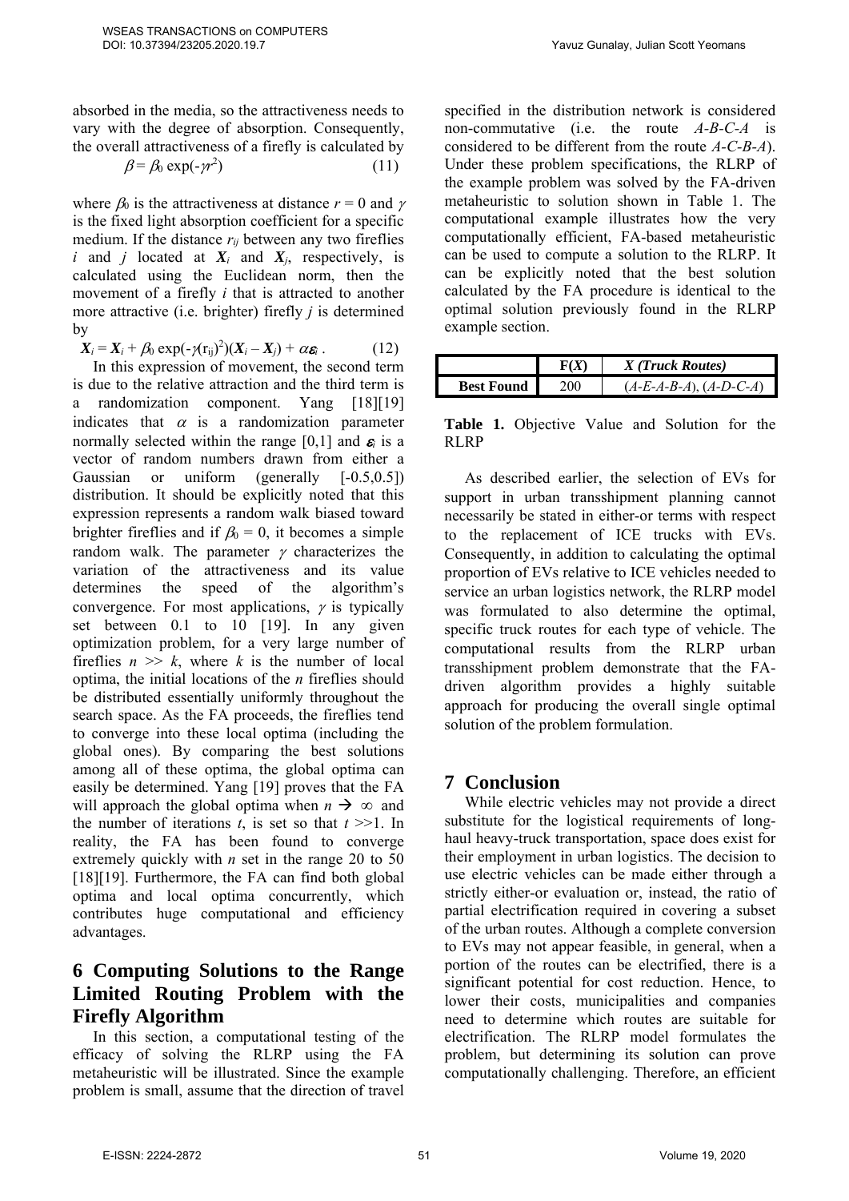absorbed in the media, so the attractiveness needs to vary with the degree of absorption. Consequently, the overall attractiveness of a firefly is calculated by

$$\beta = \beta_0 \exp(-\gamma r^2) \tag{11}$$

where $\beta_0$ is the attractiveness at distance $r = 0$ and $\gamma$ is the fixed light absorption coefficient for a specific medium. If the distance $r_{ij}$ between any two fireflies $i$ and $j$ located at $\boldsymbol{X}_i$ and $\boldsymbol{X}_j$, respectively, is calculated using the Euclidean norm, then the movement of a firefly $i$ that is attracted to another more attractive (i.e. brighter) firefly $j$ is determined by

$$\boldsymbol{X}_i = \boldsymbol{X}_i + \beta_0 \exp(-\gamma(r_{ij})^2)(\boldsymbol{X}_i - \boldsymbol{X}_j) + \alpha\boldsymbol{\varepsilon}_i \, . \tag{12}$$

In this expression of movement, the second term is due to the relative attraction and the third term is a randomization component. Yang [18][19] indicates that $\alpha$ is a randomization parameter normally selected within the range [0,1] and $\boldsymbol{\varepsilon}_i$ is a vector of random numbers drawn from either a Gaussian or uniform (generally [-0.5,0.5]) distribution. It should be explicitly noted that this expression represents a random walk biased toward brighter fireflies and if $\beta_0 = 0$, it becomes a simple random walk. The parameter $\gamma$ characterizes the variation of the attractiveness and its value determines the speed of the algorithm's convergence. For most applications, $\gamma$ is typically set between 0.1 to 10 [19]. In any given optimization problem, for a very large number of fireflies $n >> k$, where $k$ is the number of local optima, the initial locations of the $n$ fireflies should be distributed essentially uniformly throughout the search space. As the FA proceeds, the fireflies tend to converge into these local optima (including the global ones). By comparing the best solutions among all of these optima, the global optima can easily be determined. Yang [19] proves that the FA will approach the global optima when $n \rightarrow \infty$ and the number of iterations $t$, is set so that $t >>1$. In reality, the FA has been found to converge extremely quickly with $n$ set in the range 20 to 50 [18][19]. Furthermore, the FA can find both global optima and local optima concurrently, which contributes huge computational and efficiency advantages.

## 6 Computing Solutions to the Range Limited Routing Problem with the Firefly Algorithm

In this section, a computational testing of the efficacy of solving the RLRP using the FA metaheuristic will be illustrated. Since the example problem is small, assume that the direction of travel specified in the distribution network is considered non-commutative (i.e. the route *A-B-C-A* is considered to be different from the route *A-C-B-A*). Under these problem specifications, the RLRP of the example problem was solved by the FA-driven metaheuristic to solution shown in Table 1. The computational example illustrates how the very computationally efficient, FA-based metaheuristic can be used to compute a solution to the RLRP. It can be explicitly noted that the best solution calculated by the FA procedure is identical to the optimal solution previously found in the RLRP example section.

| | F(*X*) | *X (Truck Routes)* |
|---|---|---|
| **Best Found** | 200 | (*A-E-A-B-A*), (*A-D-C-A*) |

**Table 1.** Objective Value and Solution for the RLRP

As described earlier, the selection of EVs for support in urban transshipment planning cannot necessarily be stated in either-or terms with respect to the replacement of ICE trucks with EVs. Consequently, in addition to calculating the optimal proportion of EVs relative to ICE vehicles needed to service an urban logistics network, the RLRP model was formulated to also determine the optimal, specific truck routes for each type of vehicle. The computational results from the RLRP urban transshipment problem demonstrate that the FA-driven algorithm provides a highly suitable approach for producing the overall single optimal solution of the problem formulation.

## 7 Conclusion

While electric vehicles may not provide a direct substitute for the logistical requirements of long-haul heavy-truck transportation, space does exist for their employment in urban logistics. The decision to use electric vehicles can be made either through a strictly either-or evaluation or, instead, the ratio of partial electrification required in covering a subset of the urban routes. Although a complete conversion to EVs may not appear feasible, in general, when a portion of the routes can be electrified, there is a significant potential for cost reduction. Hence, to lower their costs, municipalities and companies need to determine which routes are suitable for electrification. The RLRP model formulates the problem, but determining its solution can prove computationally challenging. Therefore, an efficient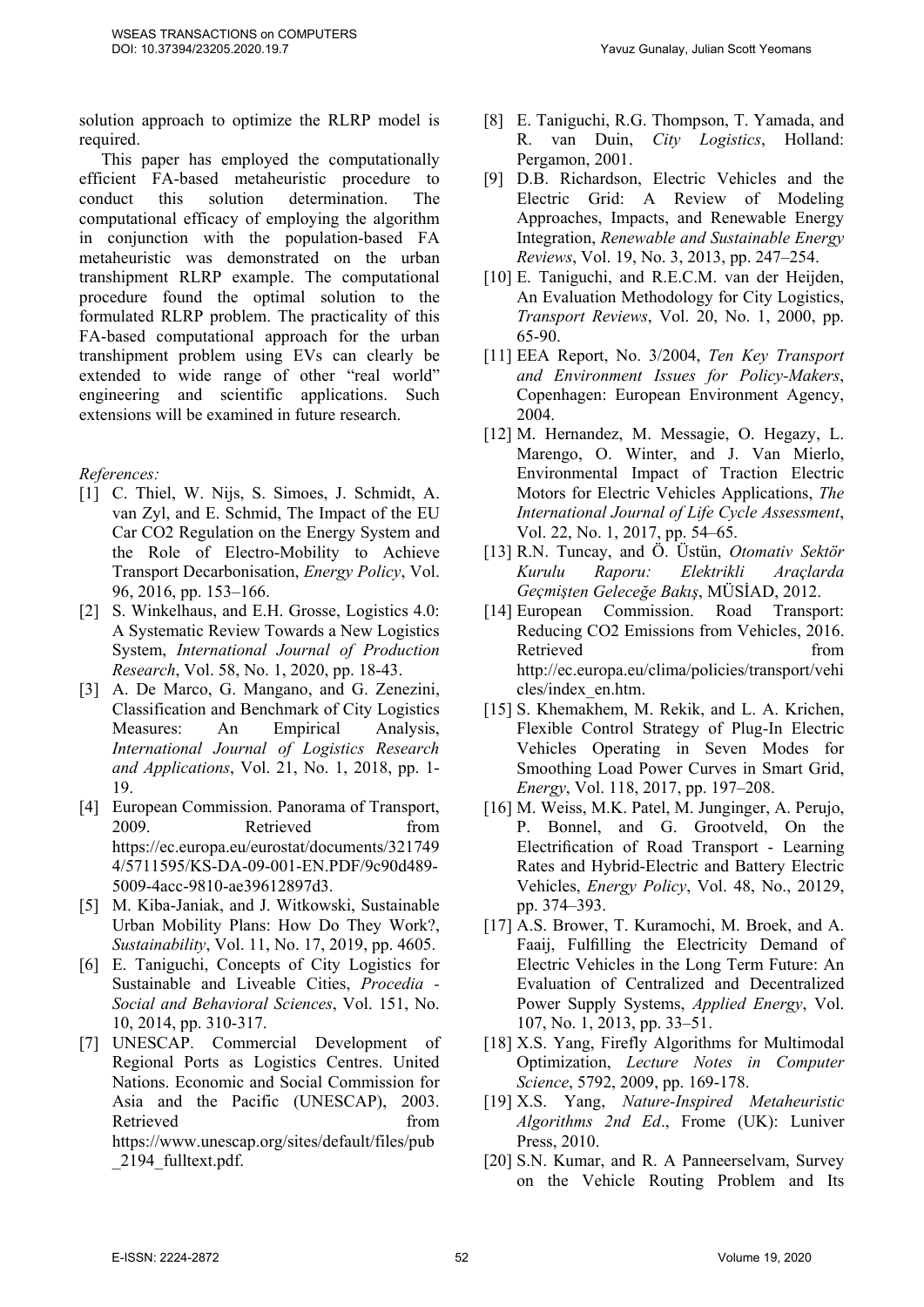solution approach to optimize the RLRP model is required.

This paper has employed the computationally efficient FA-based metaheuristic procedure to conduct this solution determination. The computational efficacy of employing the algorithm in conjunction with the population-based FA metaheuristic was demonstrated on the urban transhipment RLRP example. The computational procedure found the optimal solution to the formulated RLRP problem. The practicality of this FA-based computational approach for the urban transhipment problem using EVs can clearly be extended to wide range of other "real world" engineering and scientific applications. Such extensions will be examined in future research.

*References:*

- [1] C. Thiel, W. Nijs, S. Simoes, J. Schmidt, A. van Zyl, and E. Schmid, The Impact of the EU Car CO2 Regulation on the Energy System and the Role of Electro-Mobility to Achieve Transport Decarbonisation, *Energy Policy*, Vol. 96, 2016, pp. 153–166.
- [2] S. Winkelhaus, and E.H. Grosse, Logistics 4.0: A Systematic Review Towards a New Logistics System, *International Journal of Production Research*, Vol. 58, No. 1, 2020, pp. 18-43.
- [3] A. De Marco, G. Mangano, and G. Zenezini, Classification and Benchmark of City Logistics Measures: An Empirical Analysis, *International Journal of Logistics Research and Applications*, Vol. 21, No. 1, 2018, pp. 1-19.
- [4] European Commission. Panorama of Transport, 2009. Retrieved from https://ec.europa.eu/eurostat/documents/3217494/5711595/KS-DA-09-001-EN.PDF/9c90d489-5009-4acc-9810-ae39612897d3.
- [5] M. Kiba-Janiak, and J. Witkowski, Sustainable Urban Mobility Plans: How Do They Work?, *Sustainability*, Vol. 11, No. 17, 2019, pp. 4605.
- [6] E. Taniguchi, Concepts of City Logistics for Sustainable and Liveable Cities, *Procedia - Social and Behavioral Sciences*, Vol. 151, No. 10, 2014, pp. 310-317.
- [7] UNESCAP. Commercial Development of Regional Ports as Logistics Centres. United Nations. Economic and Social Commission for Asia and the Pacific (UNESCAP), 2003. Retrieved from https://www.unescap.org/sites/default/files/pub_2194_fulltext.pdf.
- [8] E. Taniguchi, R.G. Thompson, T. Yamada, and R. van Duin, *City Logistics*, Holland: Pergamon, 2001.
- [9] D.B. Richardson, Electric Vehicles and the Electric Grid: A Review of Modeling Approaches, Impacts, and Renewable Energy Integration, *Renewable and Sustainable Energy Reviews*, Vol. 19, No. 3, 2013, pp. 247–254.
- [10] E. Taniguchi, and R.E.C.M. van der Heijden, An Evaluation Methodology for City Logistics, *Transport Reviews*, Vol. 20, No. 1, 2000, pp. 65-90.
- [11] EEA Report, No. 3/2004, *Ten Key Transport and Environment Issues for Policy-Makers*, Copenhagen: European Environment Agency, 2004.
- [12] M. Hernandez, M. Messagie, O. Hegazy, L. Marengo, O. Winter, and J. Van Mierlo, Environmental Impact of Traction Electric Motors for Electric Vehicles Applications, *The International Journal of Life Cycle Assessment*, Vol. 22, No. 1, 2017, pp. 54–65.
- [13] R.N. Tuncay, and Ö. Üstün, *Otomativ Sektör Kurulu Raporu: Elektrikli Araçlarda Geçmişten Geleceğe Bakış*, MÜSİAD, 2012.
- [14] European Commission. Road Transport: Reducing CO2 Emissions from Vehicles, 2016. Retrieved from http://ec.europa.eu/clima/policies/transport/vehicles/index_en.htm.
- [15] S. Khemakhem, M. Rekik, and L. A. Krichen, Flexible Control Strategy of Plug-In Electric Vehicles Operating in Seven Modes for Smoothing Load Power Curves in Smart Grid, *Energy*, Vol. 118, 2017, pp. 197–208.
- [16] M. Weiss, M.K. Patel, M. Junginger, A. Perujo, P. Bonnel, and G. Grootveld, On the Electrification of Road Transport - Learning Rates and Hybrid-Electric and Battery Electric Vehicles, *Energy Policy*, Vol. 48, No., 20129, pp. 374–393.
- [17] A.S. Brower, T. Kuramochi, M. Broek, and A. Faaij, Fulfilling the Electricity Demand of Electric Vehicles in the Long Term Future: An Evaluation of Centralized and Decentralized Power Supply Systems, *Applied Energy*, Vol. 107, No. 1, 2013, pp. 33–51.
- [18] X.S. Yang, Firefly Algorithms for Multimodal Optimization, *Lecture Notes in Computer Science*, 5792, 2009, pp. 169-178.
- [19] X.S. Yang, *Nature-Inspired Metaheuristic Algorithms 2nd Ed*., Frome (UK): Luniver Press, 2010.
- [20] S.N. Kumar, and R. A Panneerselvam, Survey on the Vehicle Routing Problem and Its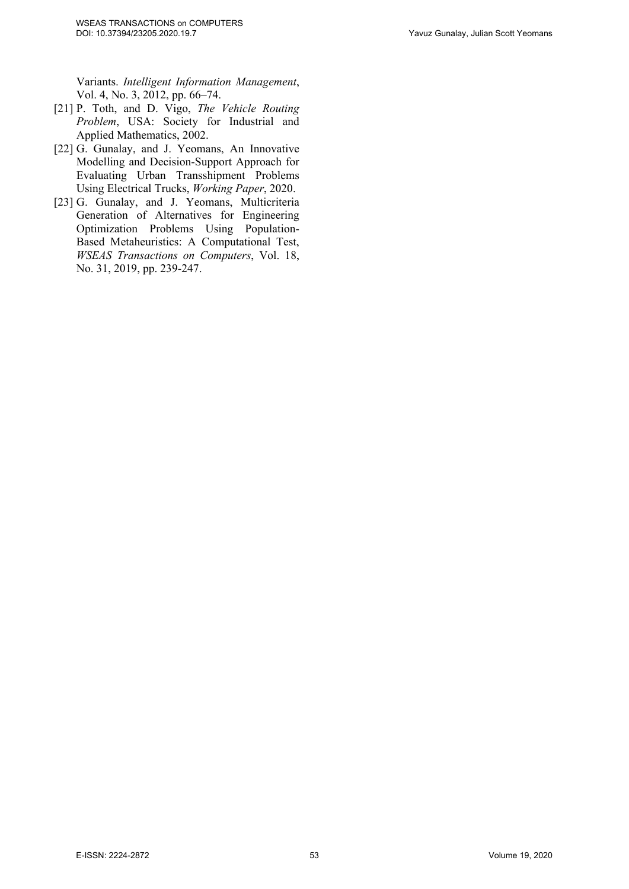Variants. *Intelligent Information Management*, Vol. 4, No. 3, 2012, pp. 66–74.

[21] P. Toth, and D. Vigo, *The Vehicle Routing Problem*, USA: Society for Industrial and Applied Mathematics, 2002.

[22] G. Gunalay, and J. Yeomans, An Innovative Modelling and Decision-Support Approach for Evaluating Urban Transshipment Problems Using Electrical Trucks, *Working Paper*, 2020.

[23] G. Gunalay, and J. Yeomans, Multicriteria Generation of Alternatives for Engineering Optimization Problems Using Population-Based Metaheuristics: A Computational Test, *WSEAS Transactions on Computers*, Vol. 18, No. 31, 2019, pp. 239-247.